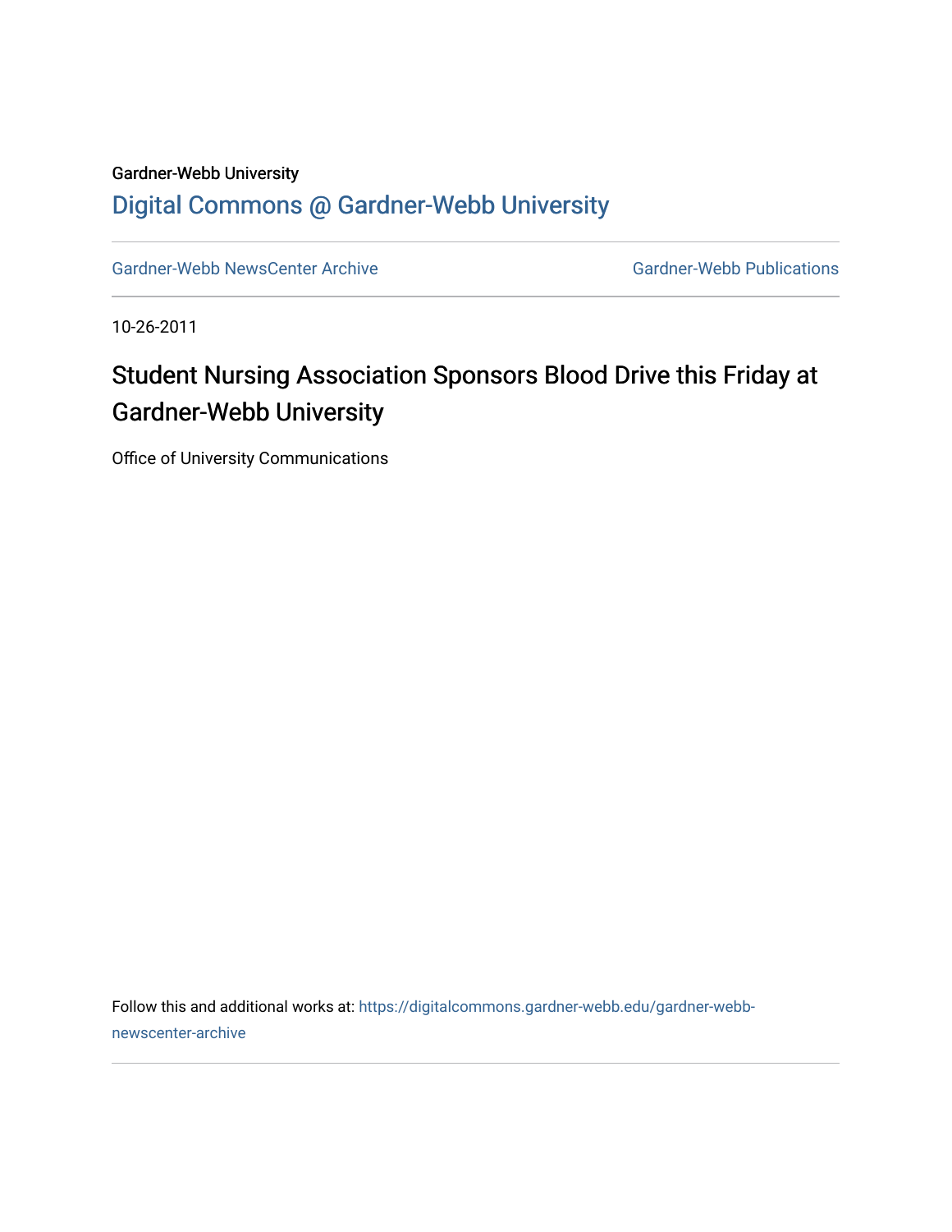Gardner-Webb University

## Digital Commons @ Gardner-Webb University

Gardner-Webb NewsCenter Archive | Gardner-Webb Publications

10-26-2011

# Student Nursing Association Sponsors Blood Drive this Friday at Gardner-Webb University

Office of University Communications

Follow this and additional works at: https://digitalcommons.gardner-webb.edu/gardner-webb-newscenter-archive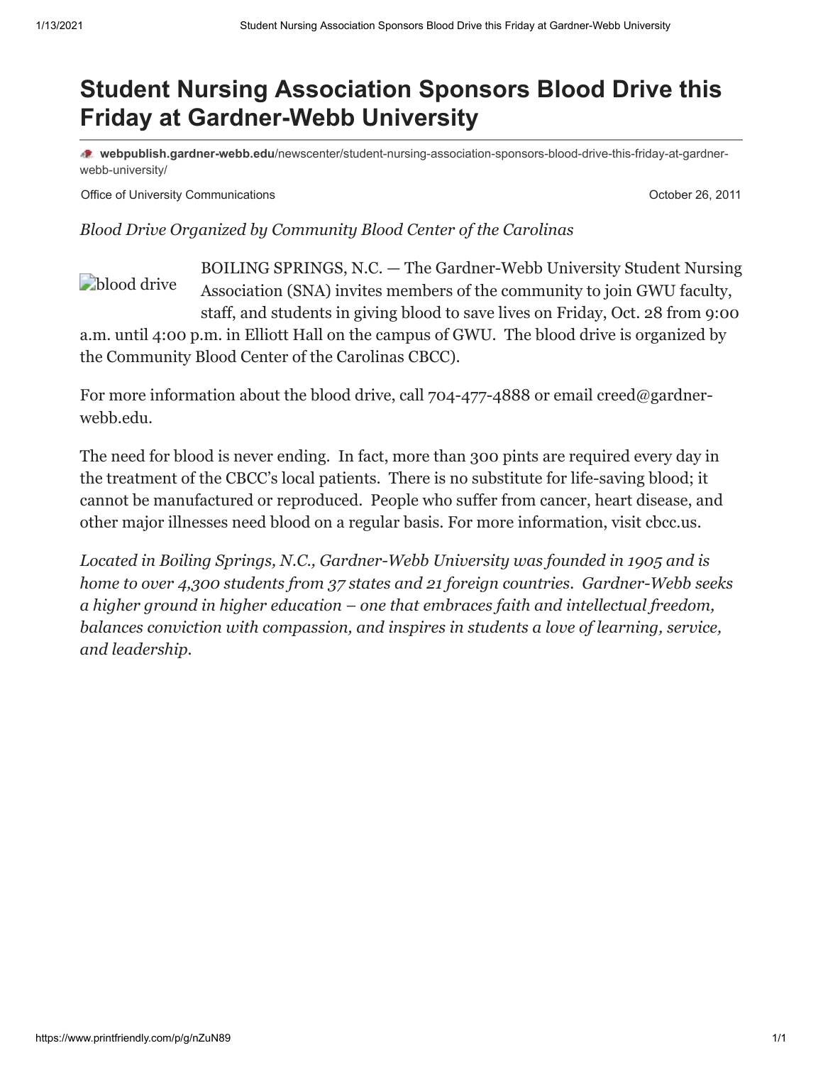# Student Nursing Association Sponsors Blood Drive this Friday at Gardner-Webb University

**webpublish.gardner-webb.edu**/newscenter/student-nursing-association-sponsors-blood-drive-this-friday-at-gardner-webb-university/

Office of University Communications

October 26, 2011

*Blood Drive Organized by Community Blood Center of the Carolinas*

blood drive

BOILING SPRINGS, N.C. — The Gardner-Webb University Student Nursing Association (SNA) invites members of the community to join GWU faculty, staff, and students in giving blood to save lives on Friday, Oct. 28 from 9:00 a.m. until 4:00 p.m. in Elliott Hall on the campus of GWU. The blood drive is organized by the Community Blood Center of the Carolinas CBCC).

For more information about the blood drive, call 704-477-4888 or email creed@gardner-webb.edu.

The need for blood is never ending. In fact, more than 300 pints are required every day in the treatment of the CBCC's local patients. There is no substitute for life-saving blood; it cannot be manufactured or reproduced. People who suffer from cancer, heart disease, and other major illnesses need blood on a regular basis. For more information, visit cbcc.us.

*Located in Boiling Springs, N.C., Gardner-Webb University was founded in 1905 and is home to over 4,300 students from 37 states and 21 foreign countries. Gardner-Webb seeks a higher ground in higher education – one that embraces faith and intellectual freedom, balances conviction with compassion, and inspires in students a love of learning, service, and leadership.*